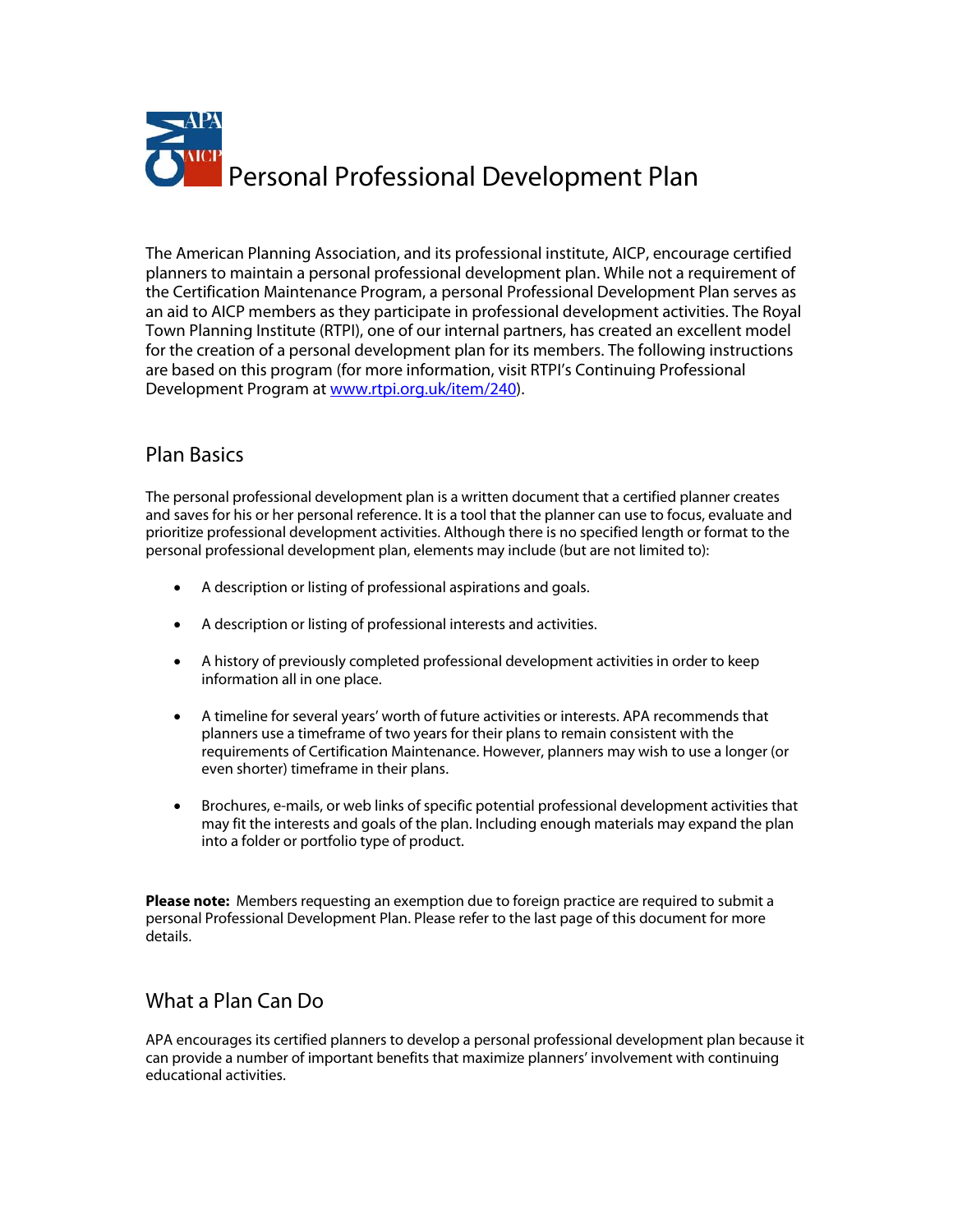# Personal Professional Development Plan

The American Planning Association, and its professional institute, AICP, encourage certified planners to maintain a personal professional development plan. While not a requirement of the Certification Maintenance Program, a personal Professional Development Plan serves as an aid to AICP members as they participate in professional development activities. The Royal Town Planning Institute (RTPI), one of our internal partners, has created an excellent model for the creation of a personal development plan for its members. The following instructions are based on this program (for more information, visit RTPI's Continuing Professional Development Program at www.rtpi.org.uk/item/240).

## Plan Basics

The personal professional development plan is a written document that a certified planner creates and saves for his or her personal reference. It is a tool that the planner can use to focus, evaluate and prioritize professional development activities. Although there is no specified length or format to the personal professional development plan, elements may include (but are not limited to):

- A description or listing of professional aspirations and goals.
- A description or listing of professional interests and activities.
- A history of previously completed professional development activities in order to keep information all in one place.
- A timeline for several years' worth of future activities or interests. APA recommends that planners use a timeframe of two years for their plans to remain consistent with the requirements of Certification Maintenance. However, planners may wish to use a longer (or even shorter) timeframe in their plans.
- Brochures, e-mails, or web links of specific potential professional development activities that may fit the interests and goals of the plan. Including enough materials may expand the plan into a folder or portfolio type of product.

**Please note:** Members requesting an exemption due to foreign practice are required to submit a personal Professional Development Plan. Please refer to the last page of this document for more details.

## What a Plan Can Do

APA encourages its certified planners to develop a personal professional development plan because it can provide a number of important benefits that maximize planners' involvement with continuing educational activities.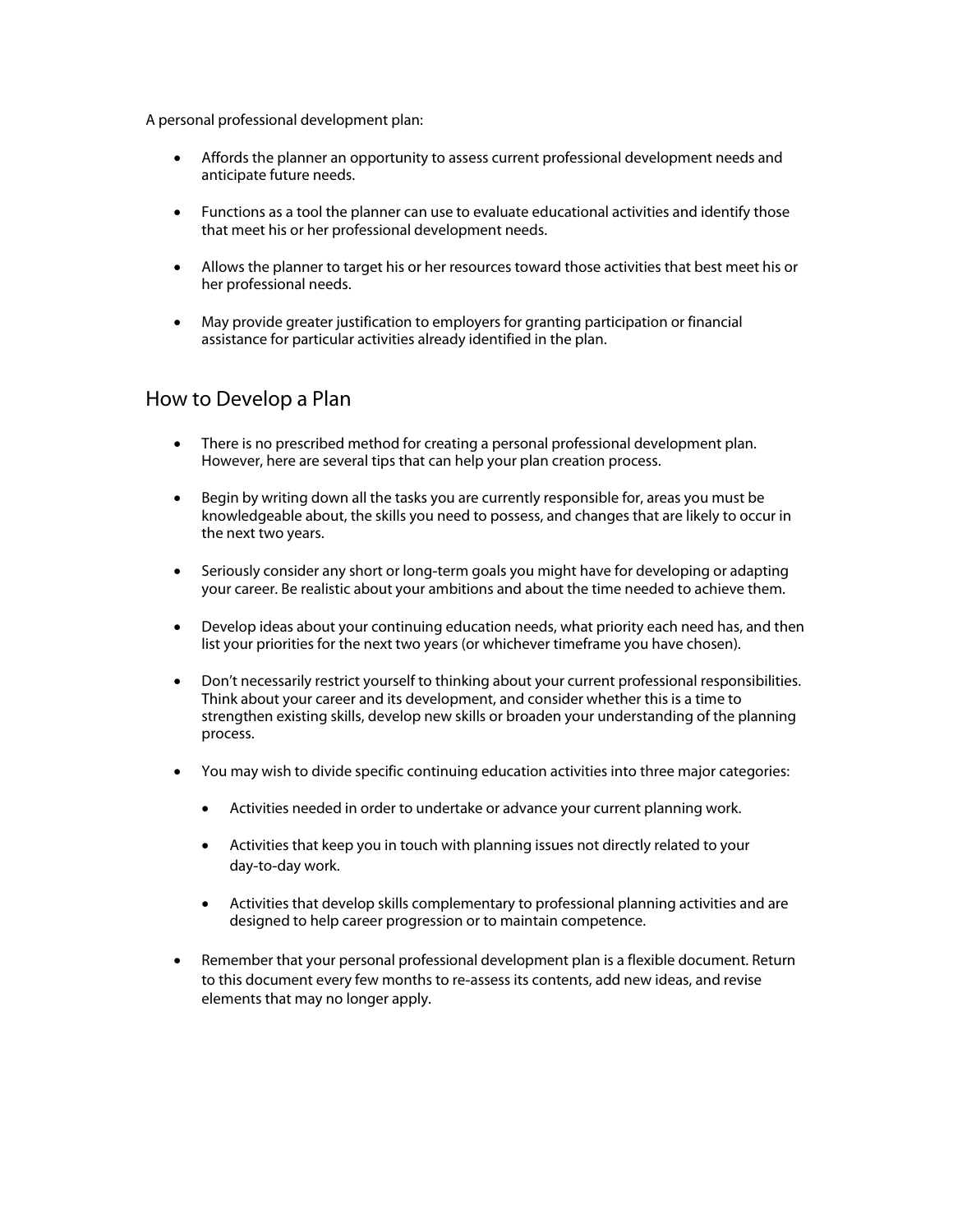A personal professional development plan:

- Affords the planner an opportunity to assess current professional development needs and anticipate future needs.
- Functions as a tool the planner can use to evaluate educational activities and identify those that meet his or her professional development needs.
- Allows the planner to target his or her resources toward those activities that best meet his or her professional needs.
- May provide greater justification to employers for granting participation or financial assistance for particular activities already identified in the plan.

## How to Develop a Plan

- There is no prescribed method for creating a personal professional development plan. However, here are several tips that can help your plan creation process.
- Begin by writing down all the tasks you are currently responsible for, areas you must be knowledgeable about, the skills you need to possess, and changes that are likely to occur in the next two years.
- Seriously consider any short or long-term goals you might have for developing or adapting your career. Be realistic about your ambitions and about the time needed to achieve them.
- Develop ideas about your continuing education needs, what priority each need has, and then list your priorities for the next two years (or whichever timeframe you have chosen).
- Don't necessarily restrict yourself to thinking about your current professional responsibilities. Think about your career and its development, and consider whether this is a time to strengthen existing skills, develop new skills or broaden your understanding of the planning process.
- You may wish to divide specific continuing education activities into three major categories:
    - Activities needed in order to undertake or advance your current planning work.
    - Activities that keep you in touch with planning issues not directly related to your day-to-day work.
    - Activities that develop skills complementary to professional planning activities and are designed to help career progression or to maintain competence.
- Remember that your personal professional development plan is a flexible document. Return to this document every few months to re-assess its contents, add new ideas, and revise elements that may no longer apply.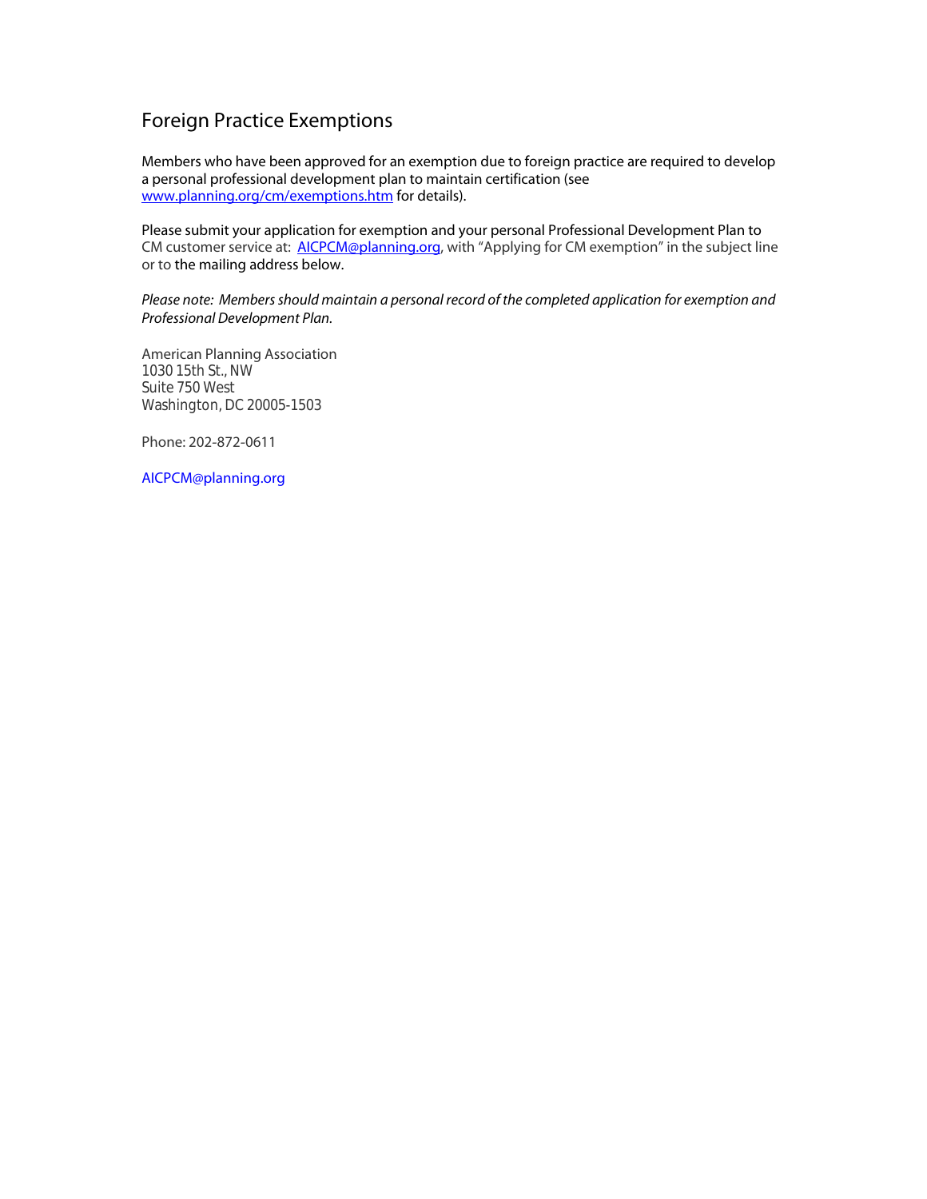## Foreign Practice Exemptions

Members who have been approved for an exemption due to foreign practice are required to develop a personal professional development plan to maintain certification (see www.planning.org/cm/exemptions.htm for details).

Please submit your application for exemption and your personal Professional Development Plan to CM customer service at: AICPCM@planning.org, with "Applying for CM exemption" in the subject line or to the mailing address below.

*Please note: Members should maintain a personal record of the completed application for exemption and Professional Development Plan.*

American Planning Association  
1030 15th St., NW  
Suite 750 West  
Washington, DC 20005-1503

Phone: 202-872-0611

AICPCM@planning.org